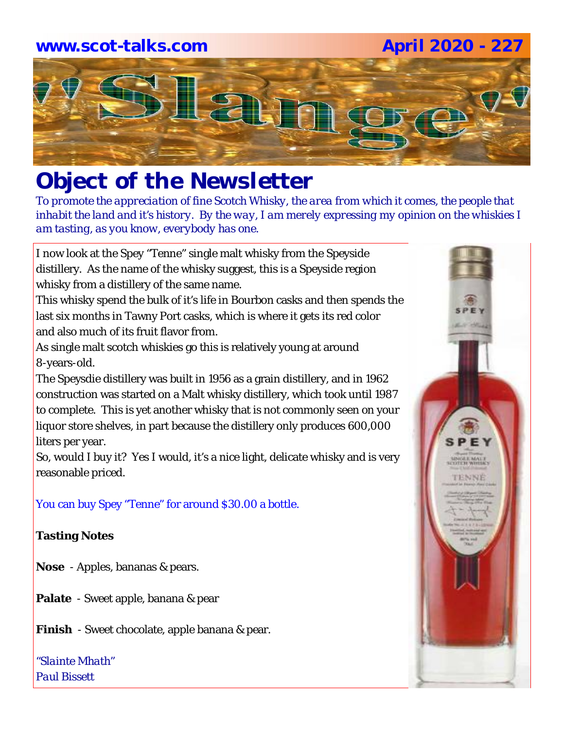www.scot-talks.com April 2020 - 227

# "Slange"

## Object of the Newsletter

*To promote the appreciation of fine Scotch Whisky, the area from which it comes, the people that inhabit the land and it's history. By the way, I am merely expressing my opinion on the whiskies I am tasting, as you know, everybody has one.*

I now look at the Spey "Tenne" single malt whisky from the Speyside distillery. As the name of the whisky suggest, this is a Speyside region whisky from a distillery of the same name.

This whisky spend the bulk of it's life in Bourbon casks and then spends the last six months in Tawny Port casks, which is where it gets its red color and also much of its fruit flavor from.

As single malt scotch whiskies go this is relatively young at around 8-years-old.

The Speysdie distillery was built in 1956 as a grain distillery, and in 1962 construction was started on a Malt whisky distillery, which took until 1987 to complete. This is yet another whisky that is not commonly seen on your liquor store shelves, in part because the distillery only produces 600,000 liters per year.

So, would I buy it? Yes I would, it's a nice light, delicate whisky and is very reasonable priced.

You can buy Spey "Tenne" for around $30.00 a bottle.

**Tasting Notes**

**Nose** - Apples, bananas & pears.

**Palate** - Sweet apple, banana & pear

**Finish** - Sweet chocolate, apple banana & pear.

*"Slainte Mhath"*
*Paul Bissett*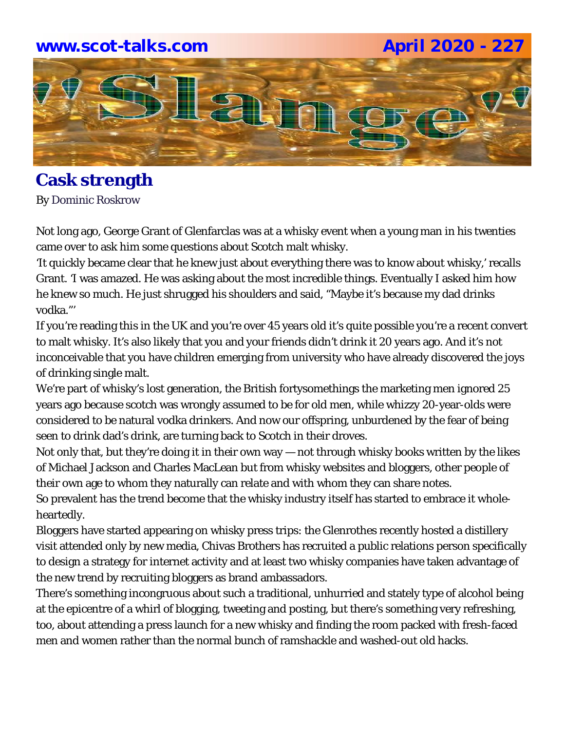## Cask strength

By Dominic Roskrow

Not long ago, George Grant of Glenfarclas was at a whisky event when a young man in his twenties came over to ask him some questions about Scotch malt whisky.

'It quickly became clear that he knew just about everything there was to know about whisky,' recalls Grant. 'I was amazed. He was asking about the most incredible things. Eventually I asked him how he knew so much. He just shrugged his shoulders and said, "Maybe it's because my dad drinks vodka."'

If you're reading this in the UK and you're over 45 years old it's quite possible you're a recent convert to malt whisky. It's also likely that you and your friends didn't drink it 20 years ago. And it's not inconceivable that you have children emerging from university who have already discovered the joys of drinking single malt.

We're part of whisky's lost generation, the British fortysomethings the marketing men ignored 25 years ago because scotch was wrongly assumed to be for old men, while whizzy 20-year-olds were considered to be natural vodka drinkers. And now our offspring, unburdened by the fear of being seen to drink dad's drink, are turning back to Scotch in their droves.

Not only that, but they're doing it in their own way — not through whisky books written by the likes of Michael Jackson and Charles MacLean but from whisky websites and bloggers, other people of their own age to whom they naturally can relate and with whom they can share notes.

So prevalent has the trend become that the whisky industry itself has started to embrace it wholeheartedly.

Bloggers have started appearing on whisky press trips: the Glenrothes recently hosted a distillery visit attended only by new media, Chivas Brothers has recruited a public relations person specifically to design a strategy for internet activity and at least two whisky companies have taken advantage of the new trend by recruiting bloggers as brand ambassadors.

There's something incongruous about such a traditional, unhurried and stately type of alcohol being at the epicentre of a whirl of blogging, tweeting and posting, but there's something very refreshing, too, about attending a press launch for a new whisky and finding the room packed with fresh-faced men and women rather than the normal bunch of ramshackle and washed-out old hacks.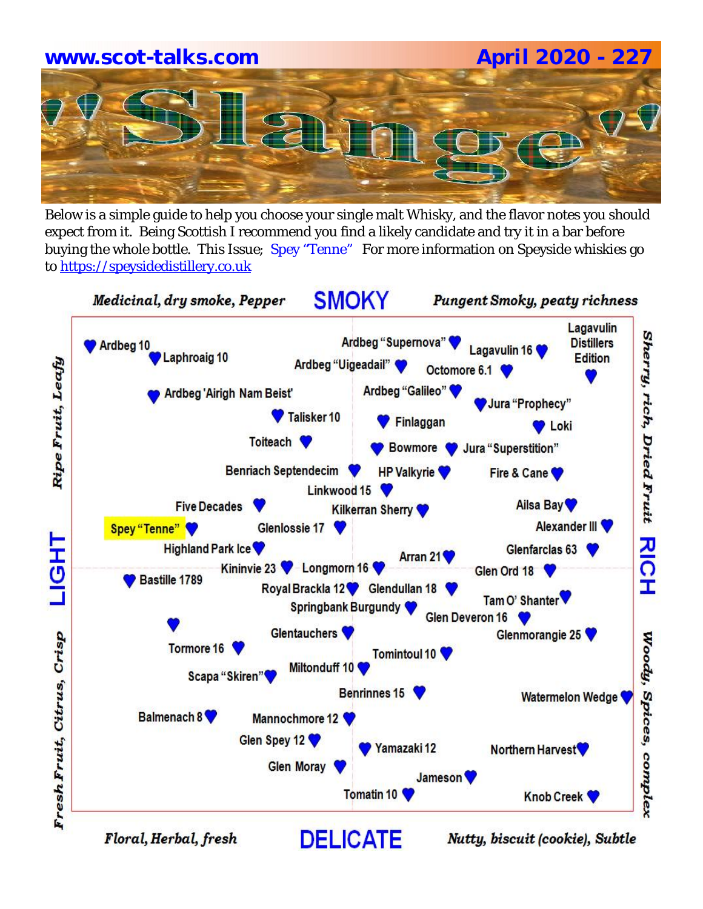# Slange

Below is a simple guide to help you choose your single malt Whisky, and the flavor notes you should expect from it. Being Scottish I recommend you find a likely candidate and try it in a bar before buying the whole bottle. This Issue; Spey "Tenne" For more information on Speyside whiskies go to https://speysidedistillery.co.uk

**SMOKY**

*Medicinal, dry smoke, Pepper* — *Pungent Smoky, peaty richness*

**LIGHT** — *Ripe Fruit, Leafy* / *Fresh Fruit, Citrus, Crisp*

**RICH** — *Sherry, rich, Dried Fruit* / *Woody, Spices, complex*

**DELICATE**

*Floral, Herbal, fresh* — *Nutty, biscuit (cookie), Subtle*

Ardbeg 10, Laphroaig 10, Ardbeg "Supernova", Ardbeg "Uigeadail", Lagavulin 16, Octomore 6.1, Lagavulin Distillers Edition, Ardbeg 'Airigh Nam Beist', Ardbeg "Galileo", Jura "Prophecy", Talisker 10, Finlaggan, Loki, Toiteach, Bowmore, Jura "Superstition", Benriach Septendecim, HP Valkyrie, Fire & Cane, Linkwood 15, Five Decades, Kilkerran Sherry, Ailsa Bay, Spey "Tenne", Glenlossie 17, Alexander III, Highland Park Ice, Arran 21, Glenfarclas 63, Kininvie 23, Longmorn 16, Glen Ord 18, Bastille 1789, Royal Brackla 12, Glendullan 18, Springbank Burgundy, Tam O' Shanter, Glen Deveron 16, Glentauchers, Glenmorangie 25, Tormore 16, Tomintoul 10, Miltonduff 10, Scapa "Skiren", Benrinnes 15, Watermelon Wedge, Balmenach 8, Mannochmore 12, Glen Spey 12, Yamazaki 12, Northern Harvest, Glen Moray, Jameson, Tomatin 10, Knob Creek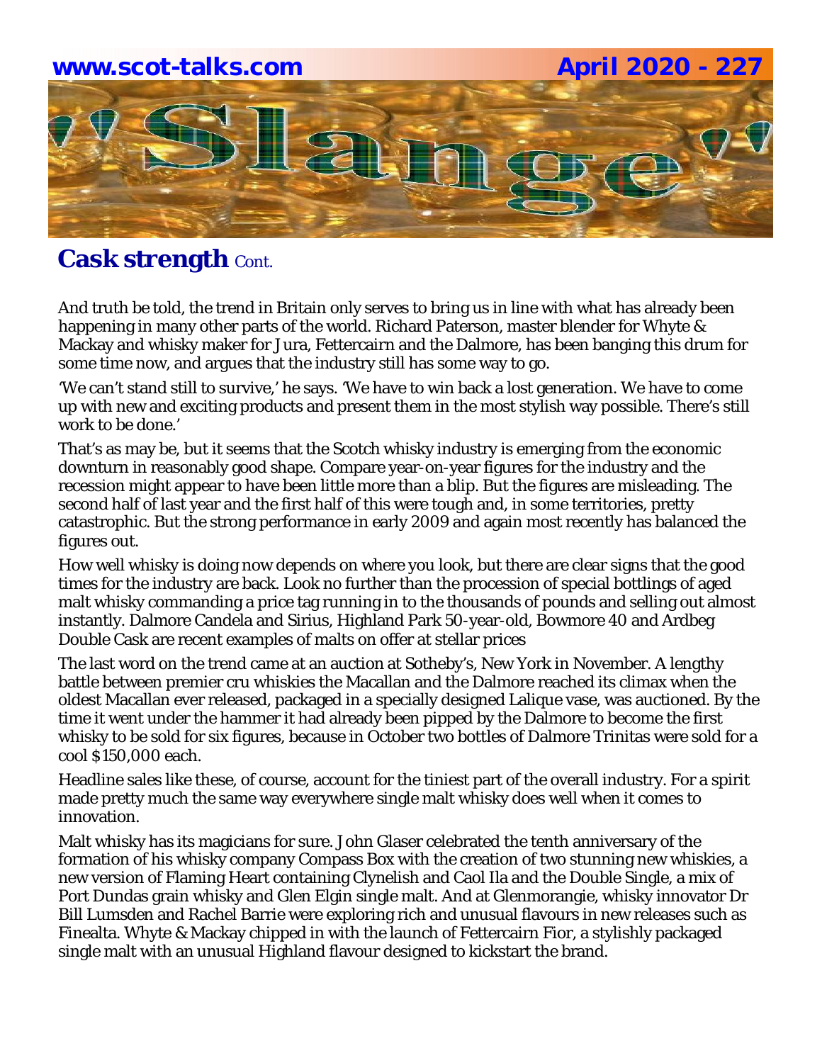## **Cask strength** Cont.

And truth be told, the trend in Britain only serves to bring us in line with what has already been happening in many other parts of the world. Richard Paterson, master blender for Whyte & Mackay and whisky maker for Jura, Fettercairn and the Dalmore, has been banging this drum for some time now, and argues that the industry still has some way to go.

'We can't stand still to survive,' he says. 'We have to win back a lost generation. We have to come up with new and exciting products and present them in the most stylish way possible. There's still work to be done.'

That's as may be, but it seems that the Scotch whisky industry is emerging from the economic downturn in reasonably good shape. Compare year-on-year figures for the industry and the recession might appear to have been little more than a blip. But the figures are misleading. The second half of last year and the first half of this were tough and, in some territories, pretty catastrophic. But the strong performance in early 2009 and again most recently has balanced the figures out.

How well whisky is doing now depends on where you look, but there are clear signs that the good times for the industry are back. Look no further than the procession of special bottlings of aged malt whisky commanding a price tag running in to the thousands of pounds and selling out almost instantly. Dalmore Candela and Sirius, Highland Park 50-year-old, Bowmore 40 and Ardbeg Double Cask are recent examples of malts on offer at stellar prices

The last word on the trend came at an auction at Sotheby's, New York in November. A lengthy battle between premier cru whiskies the Macallan and the Dalmore reached its climax when the oldest Macallan ever released, packaged in a specially designed Lalique vase, was auctioned. By the time it went under the hammer it had already been pipped by the Dalmore to become the first whisky to be sold for six figures, because in October two bottles of Dalmore Trinitas were sold for a cool $150,000 each.

Headline sales like these, of course, account for the tiniest part of the overall industry. For a spirit made pretty much the same way everywhere single malt whisky does well when it comes to innovation.

Malt whisky has its magicians for sure. John Glaser celebrated the tenth anniversary of the formation of his whisky company Compass Box with the creation of two stunning new whiskies, a new version of Flaming Heart containing Clynelish and Caol Ila and the Double Single, a mix of Port Dundas grain whisky and Glen Elgin single malt. And at Glenmorangie, whisky innovator Dr Bill Lumsden and Rachel Barrie were exploring rich and unusual flavours in new releases such as Finealta. Whyte & Mackay chipped in with the launch of Fettercairn Fior, a stylishly packaged single malt with an unusual Highland flavour designed to kickstart the brand.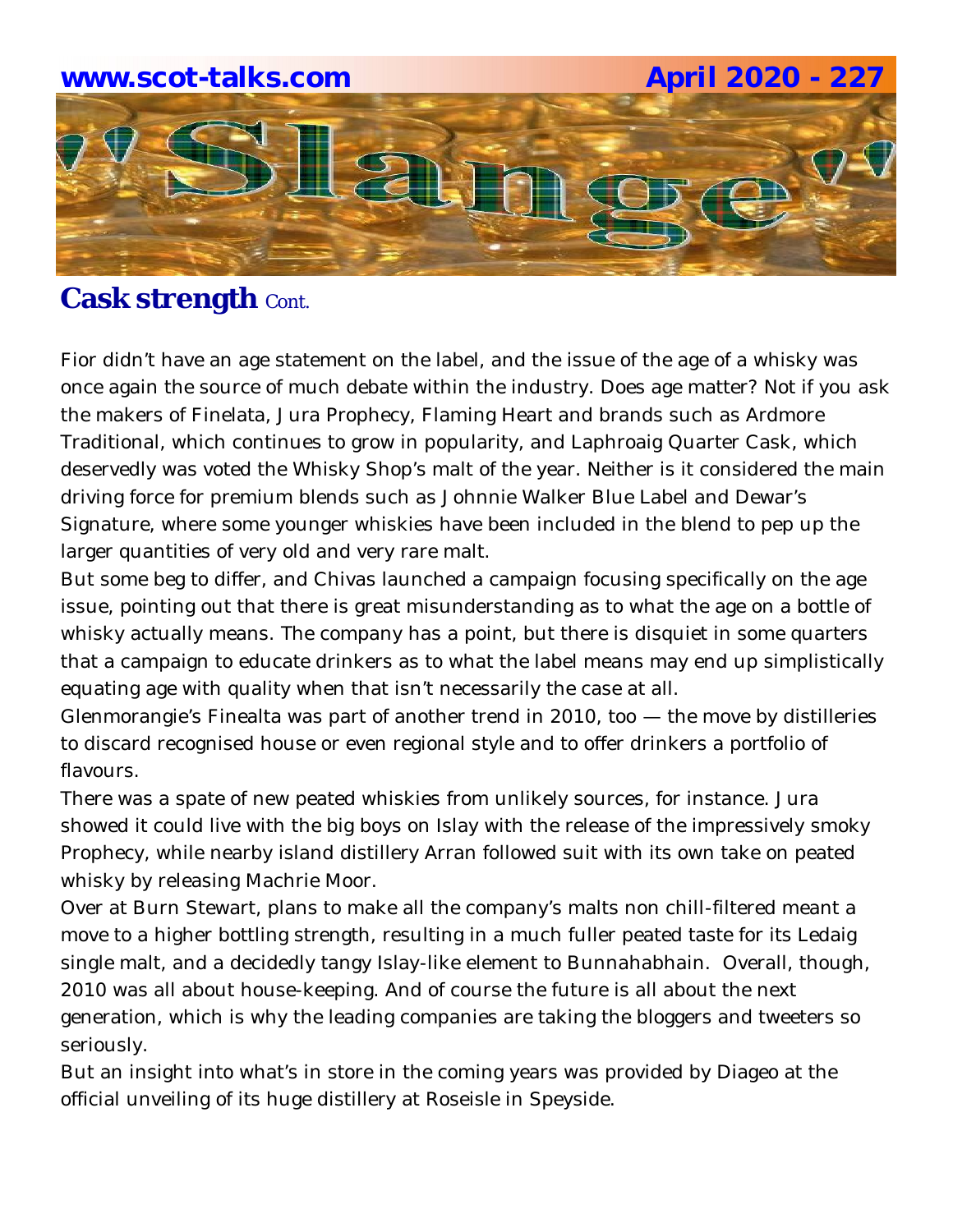## **Cask strength** Cont.

Fior didn't have an age statement on the label, and the issue of the age of a whisky was once again the source of much debate within the industry. Does age matter? Not if you ask the makers of Finelata, Jura Prophecy, Flaming Heart and brands such as Ardmore Traditional, which continues to grow in popularity, and Laphroaig Quarter Cask, which deservedly was voted the Whisky Shop's malt of the year. Neither is it considered the main driving force for premium blends such as Johnnie Walker Blue Label and Dewar's Signature, where some younger whiskies have been included in the blend to pep up the larger quantities of very old and very rare malt.

But some beg to differ, and Chivas launched a campaign focusing specifically on the age issue, pointing out that there is great misunderstanding as to what the age on a bottle of whisky actually means. The company has a point, but there is disquiet in some quarters that a campaign to educate drinkers as to what the label means may end up simplistically equating age with quality when that isn't necessarily the case at all.

Glenmorangie's Finealta was part of another trend in 2010, too — the move by distilleries to discard recognised house or even regional style and to offer drinkers a portfolio of flavours.

There was a spate of new peated whiskies from unlikely sources, for instance. Jura showed it could live with the big boys on Islay with the release of the impressively smoky Prophecy, while nearby island distillery Arran followed suit with its own take on peated whisky by releasing Machrie Moor.

Over at Burn Stewart, plans to make all the company's malts non chill-filtered meant a move to a higher bottling strength, resulting in a much fuller peated taste for its Ledaig single malt, and a decidedly tangy Islay-like element to Bunnahabhain. Overall, though, 2010 was all about house-keeping. And of course the future is all about the next generation, which is why the leading companies are taking the bloggers and tweeters so seriously.

But an insight into what's in store in the coming years was provided by Diageo at the official unveiling of its huge distillery at Roseisle in Speyside.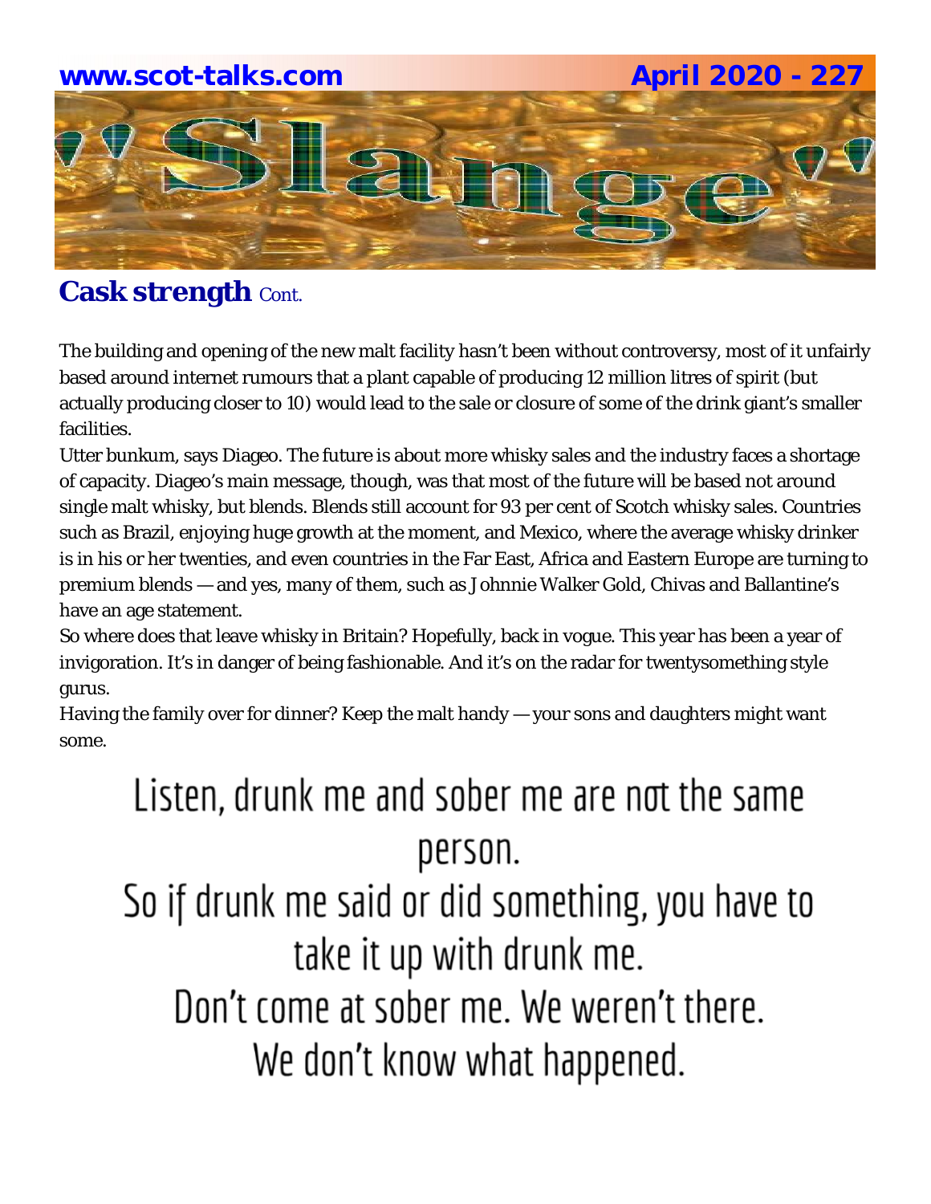## Cask strength Cont.

The building and opening of the new malt facility hasn't been without controversy, most of it unfairly based around internet rumours that a plant capable of producing 12 million litres of spirit (but actually producing closer to 10) would lead to the sale or closure of some of the drink giant's smaller facilities.

Utter bunkum, says Diageo. The future is about more whisky sales and the industry faces a shortage of capacity. Diageo's main message, though, was that most of the future will be based not around single malt whisky, but blends. Blends still account for 93 per cent of Scotch whisky sales. Countries such as Brazil, enjoying huge growth at the moment, and Mexico, where the average whisky drinker is in his or her twenties, and even countries in the Far East, Africa and Eastern Europe are turning to premium blends — and yes, many of them, such as Johnnie Walker Gold, Chivas and Ballantine's have an age statement.

So where does that leave whisky in Britain? Hopefully, back in vogue. This year has been a year of invigoration. It's in danger of being fashionable. And it's on the radar for twentysomething style gurus.

Having the family over for dinner? Keep the malt handy — your sons and daughters might want some.

Listen, drunk me and sober me are not the same person.
So if drunk me said or did something, you have to take it up with drunk me.
Don't come at sober me. We weren't there.
We don't know what happened.